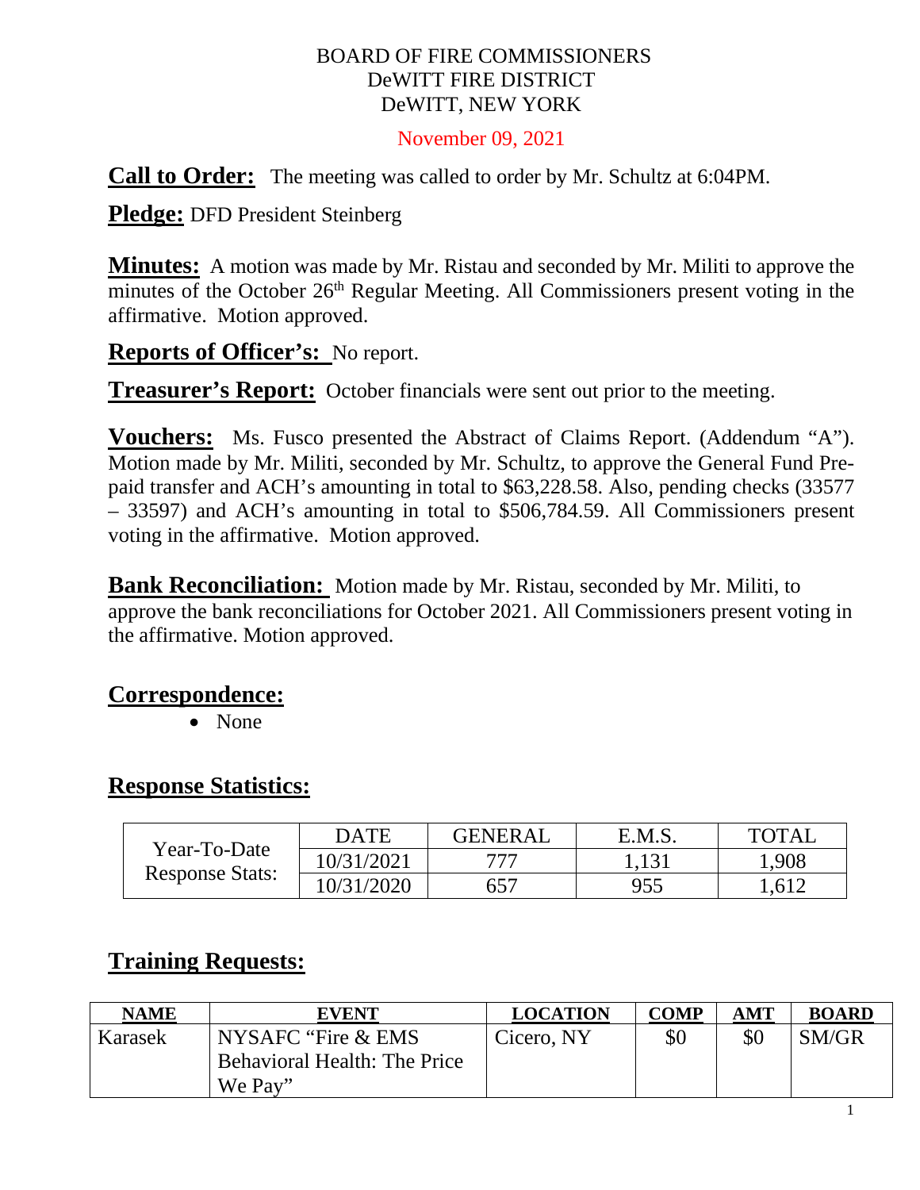BOARD OF FIRE COMMISSIONERS
DeWITT FIRE DISTRICT
DeWITT, NEW YORK

November 09, 2021

**Call to Order:** The meeting was called to order by Mr. Schultz at 6:04PM.

**Pledge:** DFD President Steinberg

**Minutes:** A motion was made by Mr. Ristau and seconded by Mr. Militi to approve the minutes of the October 26th Regular Meeting. All Commissioners present voting in the affirmative. Motion approved.

**Reports of Officer's:** No report.

**Treasurer's Report:** October financials were sent out prior to the meeting.

**Vouchers:** Ms. Fusco presented the Abstract of Claims Report. (Addendum "A"). Motion made by Mr. Militi, seconded by Mr. Schultz, to approve the General Fund Pre-paid transfer and ACH's amounting in total to $63,228.58. Also, pending checks (33577 – 33597) and ACH's amounting in total to $506,784.59. All Commissioners present voting in the affirmative. Motion approved.

**Bank Reconciliation:** Motion made by Mr. Ristau, seconded by Mr. Militi, to approve the bank reconciliations for October 2021. All Commissioners present voting in the affirmative. Motion approved.

## Correspondence:

- None

## Response Statistics:

| | DATE | GENERAL | E.M.S. | TOTAL |
|---|---|---|---|---|
| Year-To-Date Response Stats: | 10/31/2021 | 777 | 1,131 | 1,908 |
| | 10/31/2020 | 657 | 955 | 1,612 |

## Training Requests:

| NAME | EVENT | LOCATION | COMP | AMT | BOARD |
|---|---|---|---|---|---|
| Karasek | NYSAFC "Fire & EMS Behavioral Health: The Price We Pay" | Cicero, NY | $0 | $0 | SM/GR |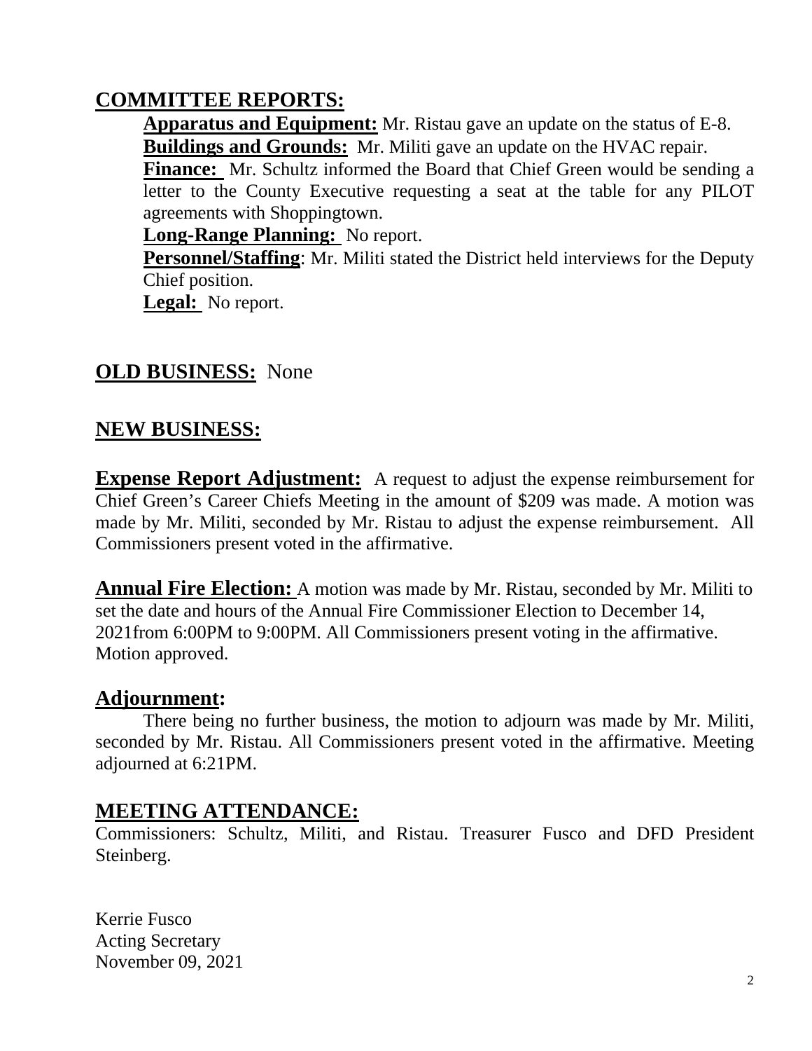## COMMITTEE REPORTS:

**Apparatus and Equipment:** Mr. Ristau gave an update on the status of E-8.
**Buildings and Grounds:** Mr. Militi gave an update on the HVAC repair.
**Finance:** Mr. Schultz informed the Board that Chief Green would be sending a letter to the County Executive requesting a seat at the table for any PILOT agreements with Shoppingtown.
**Long-Range Planning:** No report.
**Personnel/Staffing**: Mr. Militi stated the District held interviews for the Deputy Chief position.
**Legal:** No report.

## OLD BUSINESS: None

## NEW BUSINESS:

**Expense Report Adjustment:** A request to adjust the expense reimbursement for Chief Green's Career Chiefs Meeting in the amount of $209 was made. A motion was made by Mr. Militi, seconded by Mr. Ristau to adjust the expense reimbursement. All Commissioners present voted in the affirmative.

**Annual Fire Election:** A motion was made by Mr. Ristau, seconded by Mr. Militi to set the date and hours of the Annual Fire Commissioner Election to December 14, 2021from 6:00PM to 9:00PM. All Commissioners present voting in the affirmative. Motion approved.

## Adjournment:

There being no further business, the motion to adjourn was made by Mr. Militi, seconded by Mr. Ristau. All Commissioners present voted in the affirmative. Meeting adjourned at 6:21PM.

## MEETING ATTENDANCE:

Commissioners: Schultz, Militi, and Ristau. Treasurer Fusco and DFD President Steinberg.

Kerrie Fusco
Acting Secretary
November 09, 2021